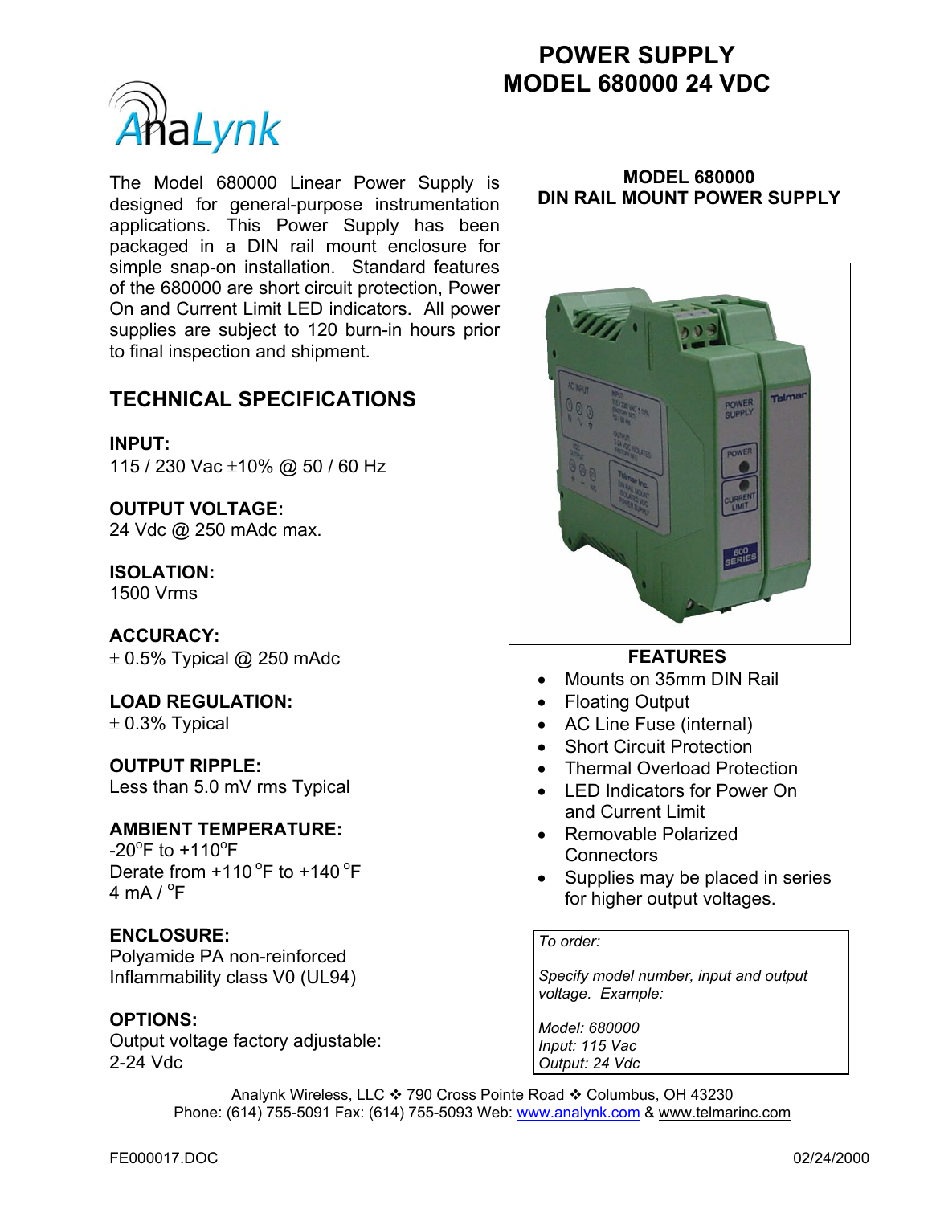# POWER SUPPLY
# MODEL 680000 24 VDC

AnaLynk

The Model 680000 Linear Power Supply is designed for general-purpose instrumentation applications. This Power Supply has been packaged in a DIN rail mount enclosure for simple snap-on installation. Standard features of the 680000 are short circuit protection, Power On and Current Limit LED indicators. All power supplies are subject to 120 burn-in hours prior to final inspection and shipment.

## TECHNICAL SPECIFICATIONS

**INPUT:**
115 / 230 Vac ±10% @ 50 / 60 Hz

**OUTPUT VOLTAGE:**
24 Vdc @ 250 mAdc max.

**ISOLATION:**
1500 Vrms

**ACCURACY:**
± 0.5% Typical @ 250 mAdc

**LOAD REGULATION:**
± 0.3% Typical

**OUTPUT RIPPLE:**
Less than 5.0 mV rms Typical

**AMBIENT TEMPERATURE:**
-20°F to +110°F
Derate from +110 °F to +140 °F
4 mA / °F

**ENCLOSURE:**
Polyamide PA non-reinforced
Inflammability class V0 (UL94)

**OPTIONS:**
Output voltage factory adjustable:
2-24 Vdc

**MODEL 680000**
**DIN RAIL MOUNT POWER SUPPLY**

**FEATURES**

- Mounts on 35mm DIN Rail
- Floating Output
- AC Line Fuse (internal)
- Short Circuit Protection
- Thermal Overload Protection
- LED Indicators for Power On and Current Limit
- Removable Polarized Connectors
- Supplies may be placed in series for higher output voltages.

*To order:*

*Specify model number, input and output voltage. Example:*

*Model: 680000*
*Input: 115 Vac*
*Output: 24 Vdc*

Analynk Wireless, LLC ❖ 790 Cross Pointe Road ❖ Columbus, OH 43230
Phone: (614) 755-5091 Fax: (614) 755-5093 Web: www.analynk.com & www.telmarinc.com

FE000017.DOC 02/24/2000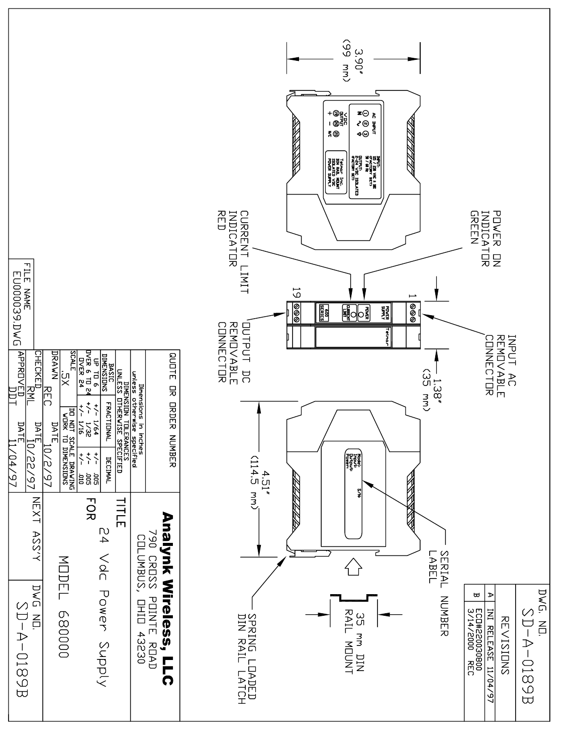DWG. NO.
SD-A-0189B

| REVISIONS | |
| --- | --- |
| A | INI RELEASE 11/04/97 |
| B | ECO#220030800 3/14/2000 REC |

3.90" (99 mm)

1.38" (35 mm)

4.51" (114.5 mm)

35 mm DIN RAIL MOUNT

POWER ON INDICATOR GREEN

CURRENT LIMIT INDICATOR RED

INPUT AC REMOVABLE CONNECTOR

OUTPUT DC REMOVABLE CONNECTOR

SERIAL NUMBER LABEL

SPRING LOADED DIN RAIL LATCH

AC INPUT
① ② ③
N ∿ ⏚

VDC OUTPUT
⑲ ⑳ ㉑
\+ − N/C

INPUT: 115 / 230 VAC ± 10% (FACTORY SET) 50 / 60 Hz
OUTPUT: 0-24 VDC ISOLATED (FACTORY SET)

Telmar Inc. DIN RAIL MOUNT ISOLATED VDC POWER SUPPLY

POWER SUPPLY
POWER
CURRENT LIMIT
600 SERIES
Telmar
1
19

Model:
Input:
Output:
Power:
S/N

QUOTE OR ORDER NUMBER

Dimensions in inches unless otherwise specified

| DIMENSION TOLERANCES UNLESS OTHERWISE SPECIFIED | | |
| --- | --- | --- |
| BASIC DIMENSIONS | FRACTIONAL | DECIMAL |
| UP TO 6 | +/- 1/64 | +/- .005 |
| OVER 6 TO 24 | +/- 1/32 | +/- .005 |
| OVER 24 | +/- 1/16 | +/- .010 |

| | | |
| --- | --- | --- |
| SCALE .5X | DO NOT SCALE DRAWING WORK TO DIMENSIONS | |
| DRAWN REC | DATE 10/2/97 | |
| CHECKED RML | DATE 10/22/97 | |
| APPROVED DDT | DATE 11/04/97 | |

FILE NAME
EU000039.DWG

**Analynk Wireless, LLC**
790 CROSS POINTE ROAD
COLUMBUS, OHIO 43230

TITLE
FOR 24 Vdc Power Supply

MODEL 680000

NEXT ASS'Y

DWG NO.
SD-A-0189B